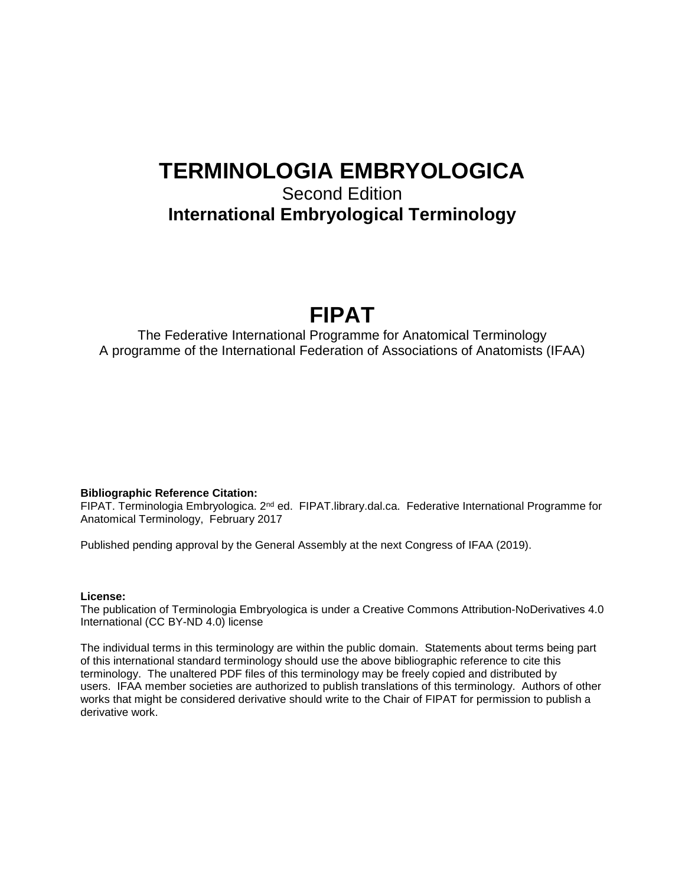# TERMINOLOGIA EMBRYOLOGICA

Second Edition

**International Embryological Terminology**

# FIPAT

The Federative International Programme for Anatomical Terminology

A programme of the International Federation of Associations of Anatomists (IFAA)

**Bibliographic Reference Citation:**

FIPAT. Terminologia Embryologica. 2nd ed. FIPAT.library.dal.ca. Federative International Programme for Anatomical Terminology, February 2017

Published pending approval by the General Assembly at the next Congress of IFAA (2019).

**License:**

The publication of Terminologia Embryologica is under a Creative Commons Attribution-NoDerivatives 4.0 International (CC BY-ND 4.0) license

The individual terms in this terminology are within the public domain. Statements about terms being part of this international standard terminology should use the above bibliographic reference to cite this terminology. The unaltered PDF files of this terminology may be freely copied and distributed by users. IFAA member societies are authorized to publish translations of this terminology. Authors of other works that might be considered derivative should write to the Chair of FIPAT for permission to publish a derivative work.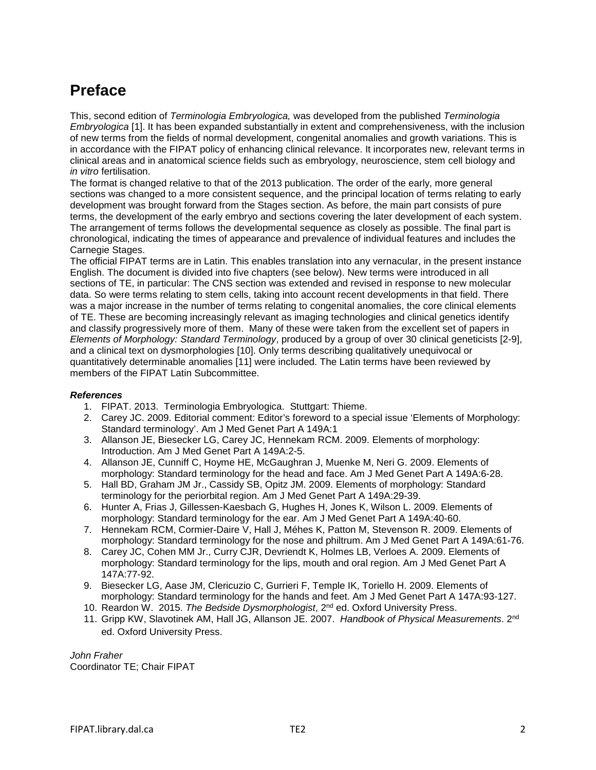# Preface

This, second edition of *Terminologia Embryologica,* was developed from the published *Terminologia Embryologica* [1]. It has been expanded substantially in extent and comprehensiveness, with the inclusion of new terms from the fields of normal development, congenital anomalies and growth variations. This is in accordance with the FIPAT policy of enhancing clinical relevance. It incorporates new, relevant terms in clinical areas and in anatomical science fields such as embryology, neuroscience, stem cell biology and *in vitro* fertilisation.

The format is changed relative to that of the 2013 publication. The order of the early, more general sections was changed to a more consistent sequence, and the principal location of terms relating to early development was brought forward from the Stages section. As before, the main part consists of pure terms, the development of the early embryo and sections covering the later development of each system. The arrangement of terms follows the developmental sequence as closely as possible. The final part is chronological, indicating the times of appearance and prevalence of individual features and includes the Carnegie Stages.

The official FIPAT terms are in Latin. This enables translation into any vernacular, in the present instance English. The document is divided into five chapters (see below). New terms were introduced in all sections of TE, in particular: The CNS section was extended and revised in response to new molecular data. So were terms relating to stem cells, taking into account recent developments in that field. There was a major increase in the number of terms relating to congenital anomalies, the core clinical elements of TE. These are becoming increasingly relevant as imaging technologies and clinical genetics identify and classify progressively more of them. Many of these were taken from the excellent set of papers in *Elements of Morphology: Standard Terminology*, produced by a group of over 30 clinical geneticists [2-9], and a clinical text on dysmorphologies [10]. Only terms describing qualitatively unequivocal or quantitatively determinable anomalies [11] were included. The Latin terms have been reviewed by members of the FIPAT Latin Subcommittee.

***References***

1. FIPAT. 2013. Terminologia Embryologica. Stuttgart: Thieme.
2. Carey JC. 2009. Editorial comment: Editor's foreword to a special issue 'Elements of Morphology: Standard terminology'. Am J Med Genet Part A 149A:1
3. Allanson JE, Biesecker LG, Carey JC, Hennekam RCM. 2009. Elements of morphology: Introduction. Am J Med Genet Part A 149A:2-5.
4. Allanson JE, Cunniff C, Hoyme HE, McGaughran J, Muenke M, Neri G. 2009. Elements of morphology: Standard terminology for the head and face. Am J Med Genet Part A 149A:6-28.
5. Hall BD, Graham JM Jr., Cassidy SB, Opitz JM. 2009. Elements of morphology: Standard terminology for the periorbital region. Am J Med Genet Part A 149A:29-39.
6. Hunter A, Frias J, Gillessen-Kaesbach G, Hughes H, Jones K, Wilson L. 2009. Elements of morphology: Standard terminology for the ear. Am J Med Genet Part A 149A:40-60.
7. Hennekam RCM, Cormier-Daire V, Hall J, Méhes K, Patton M, Stevenson R. 2009. Elements of morphology: Standard terminology for the nose and philtrum. Am J Med Genet Part A 149A:61-76.
8. Carey JC, Cohen MM Jr., Curry CJR, Devriendt K, Holmes LB, Verloes A. 2009. Elements of morphology: Standard terminology for the lips, mouth and oral region. Am J Med Genet Part A 147A:77-92.
9. Biesecker LG, Aase JM, Clericuzio C, Gurrieri F, Temple IK, Toriello H. 2009. Elements of morphology: Standard terminology for the hands and feet. Am J Med Genet Part A 147A:93-127.
10. Reardon W. 2015. *The Bedside Dysmorphologist*, 2nd ed. Oxford University Press.
11. Gripp KW, Slavotinek AM, Hall JG, Allanson JE. 2007. *Handbook of Physical Measurements*. 2nd ed. Oxford University Press.

*John Fraher*
Coordinator TE; Chair FIPAT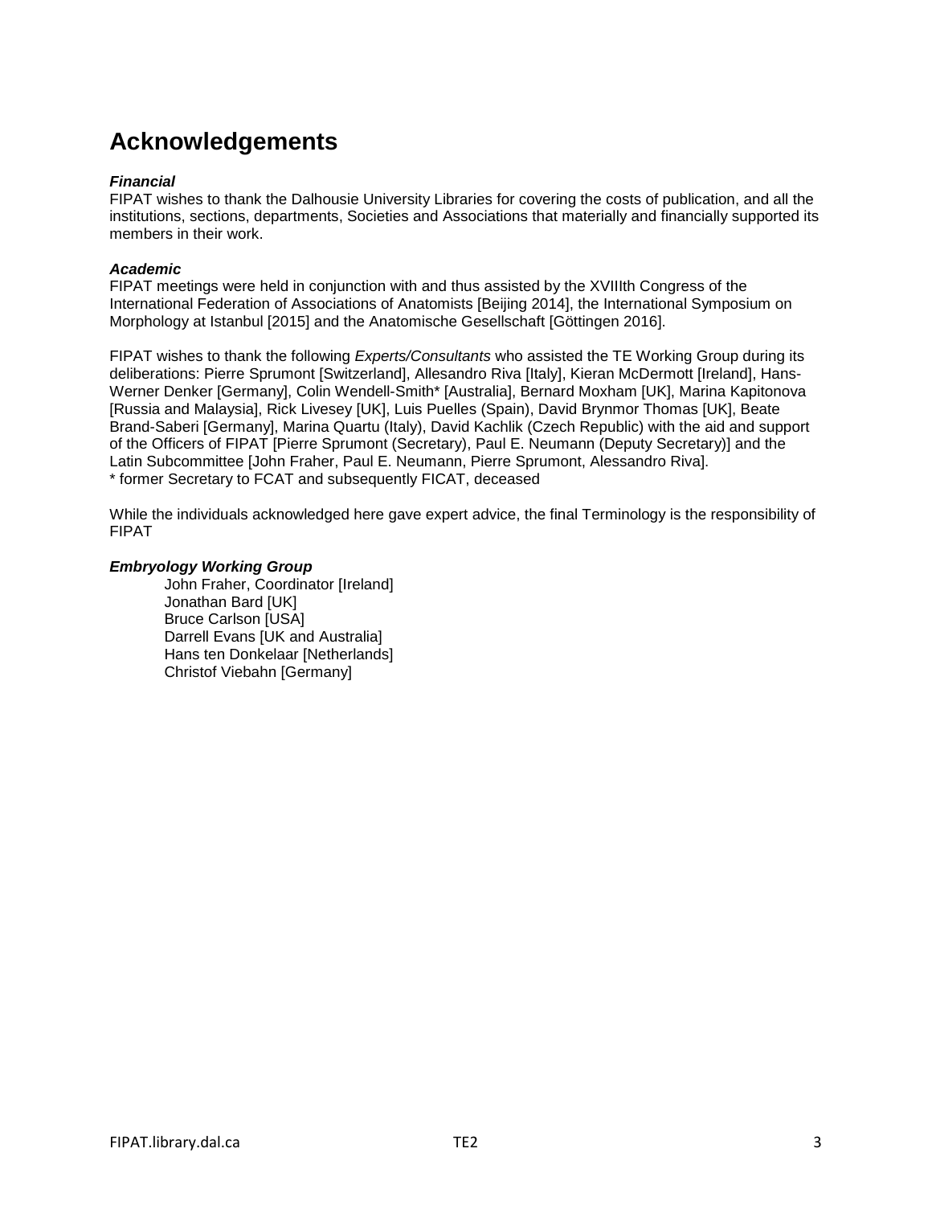# Acknowledgements

***Financial***
FIPAT wishes to thank the Dalhousie University Libraries for covering the costs of publication, and all the institutions, sections, departments, Societies and Associations that materially and financially supported its members in their work.

***Academic***
FIPAT meetings were held in conjunction with and thus assisted by the XVIIIth Congress of the International Federation of Associations of Anatomists [Beijing 2014], the International Symposium on Morphology at Istanbul [2015] and the Anatomische Gesellschaft [Göttingen 2016].

FIPAT wishes to thank the following *Experts/Consultants* who assisted the TE Working Group during its deliberations: Pierre Sprumont [Switzerland], Allesandro Riva [Italy], Kieran McDermott [Ireland], Hans-Werner Denker [Germany], Colin Wendell-Smith* [Australia], Bernard Moxham [UK], Marina Kapitonova [Russia and Malaysia], Rick Livesey [UK], Luis Puelles (Spain), David Brynmor Thomas [UK], Beate Brand-Saberi [Germany], Marina Quartu (Italy), David Kachlik (Czech Republic) with the aid and support of the Officers of FIPAT [Pierre Sprumont (Secretary), Paul E. Neumann (Deputy Secretary)] and the Latin Subcommittee [John Fraher, Paul E. Neumann, Pierre Sprumont, Alessandro Riva].
* former Secretary to FCAT and subsequently FICAT, deceased

While the individuals acknowledged here gave expert advice, the final Terminology is the responsibility of FIPAT

***Embryology Working Group***

John Fraher, Coordinator [Ireland]
Jonathan Bard [UK]
Bruce Carlson [USA]
Darrell Evans [UK and Australia]
Hans ten Donkelaar [Netherlands]
Christof Viebahn [Germany]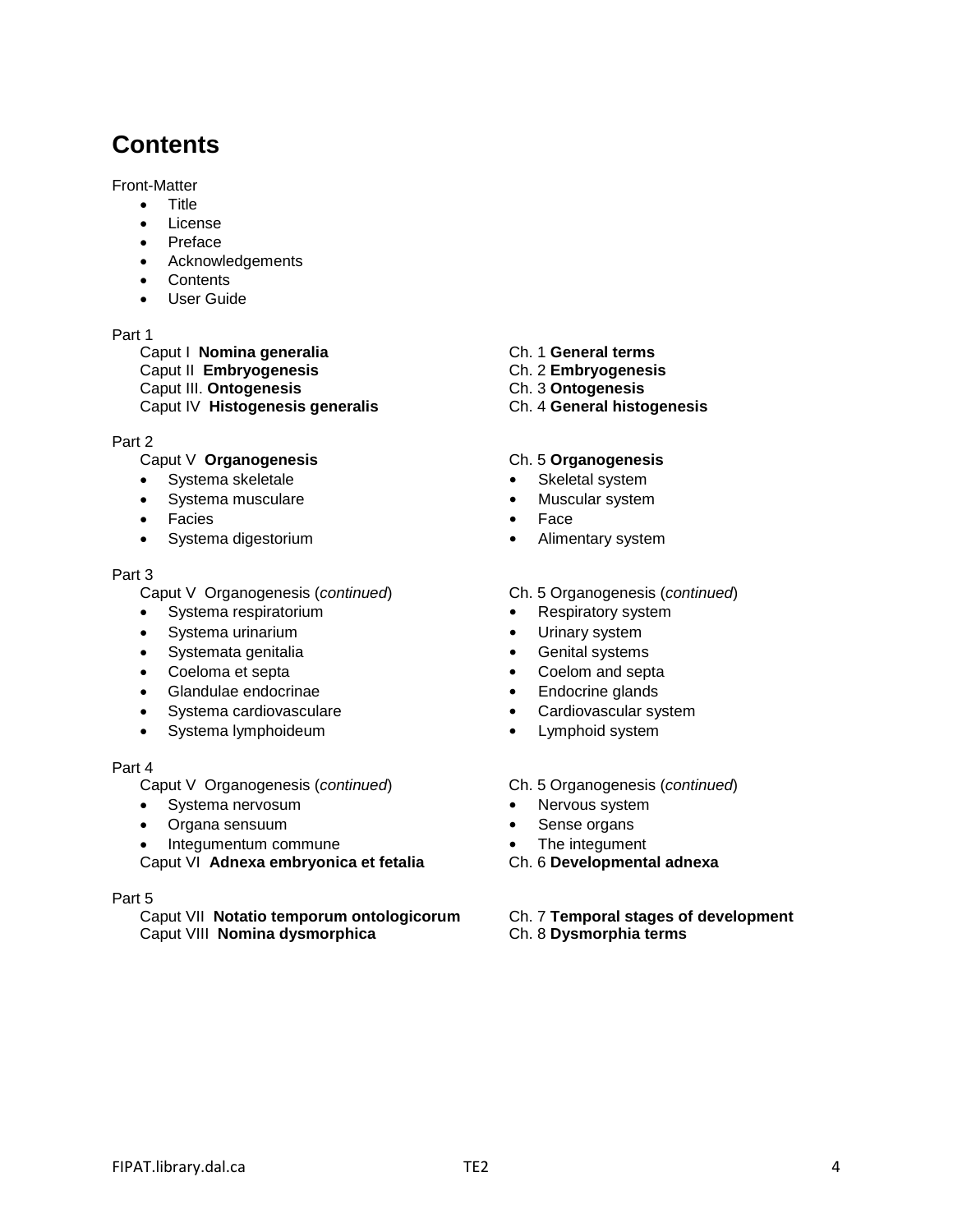## Contents

Front-Matter

- Title
- License
- Preface
- Acknowledgements
- Contents
- User Guide

Part 1

| Latin | English |
|---|---|
| Caput I **Nomina generalia** | Ch. 1 **General terms** |
| Caput II **Embryogenesis** | Ch. 2 **Embryogenesis** |
| Caput III. **Ontogenesis** | Ch. 3 **Ontogenesis** |
| Caput IV **Histogenesis generalis** | Ch. 4 **General histogenesis** |

Part 2

| Latin | English |
|---|---|
| Caput V **Organogenesis** | Ch. 5 **Organogenesis** |
| • Systema skeletale | • Skeletal system |
| • Systema musculare | • Muscular system |
| • Facies | • Face |
| • Systema digestorium | • Alimentary system |

Part 3

| Latin | English |
|---|---|
| Caput V Organogenesis (*continued*) | Ch. 5 Organogenesis (*continued*) |
| • Systema respiratorium | • Respiratory system |
| • Systema urinarium | • Urinary system |
| • Systemata genitalia | • Genital systems |
| • Coeloma et septa | • Coelom and septa |
| • Glandulae endocrinae | • Endocrine glands |
| • Systema cardiovasculare | • Cardiovascular system |
| • Systema lymphoideum | • Lymphoid system |

Part 4

| Latin | English |
|---|---|
| Caput V Organogenesis (*continued*) | Ch. 5 Organogenesis (*continued*) |
| • Systema nervosum | • Nervous system |
| • Organa sensuum | • Sense organs |
| • Integumentum commune | • The integument |
| Caput VI **Adnexa embryonica et fetalia** | Ch. 6 **Developmental adnexa** |

Part 5

| Latin | English |
|---|---|
| Caput VII **Notatio temporum ontologicorum** | Ch. 7 **Temporal stages of development** |
| Caput VIII **Nomina dysmorphica** | Ch. 8 **Dysmorphia terms** |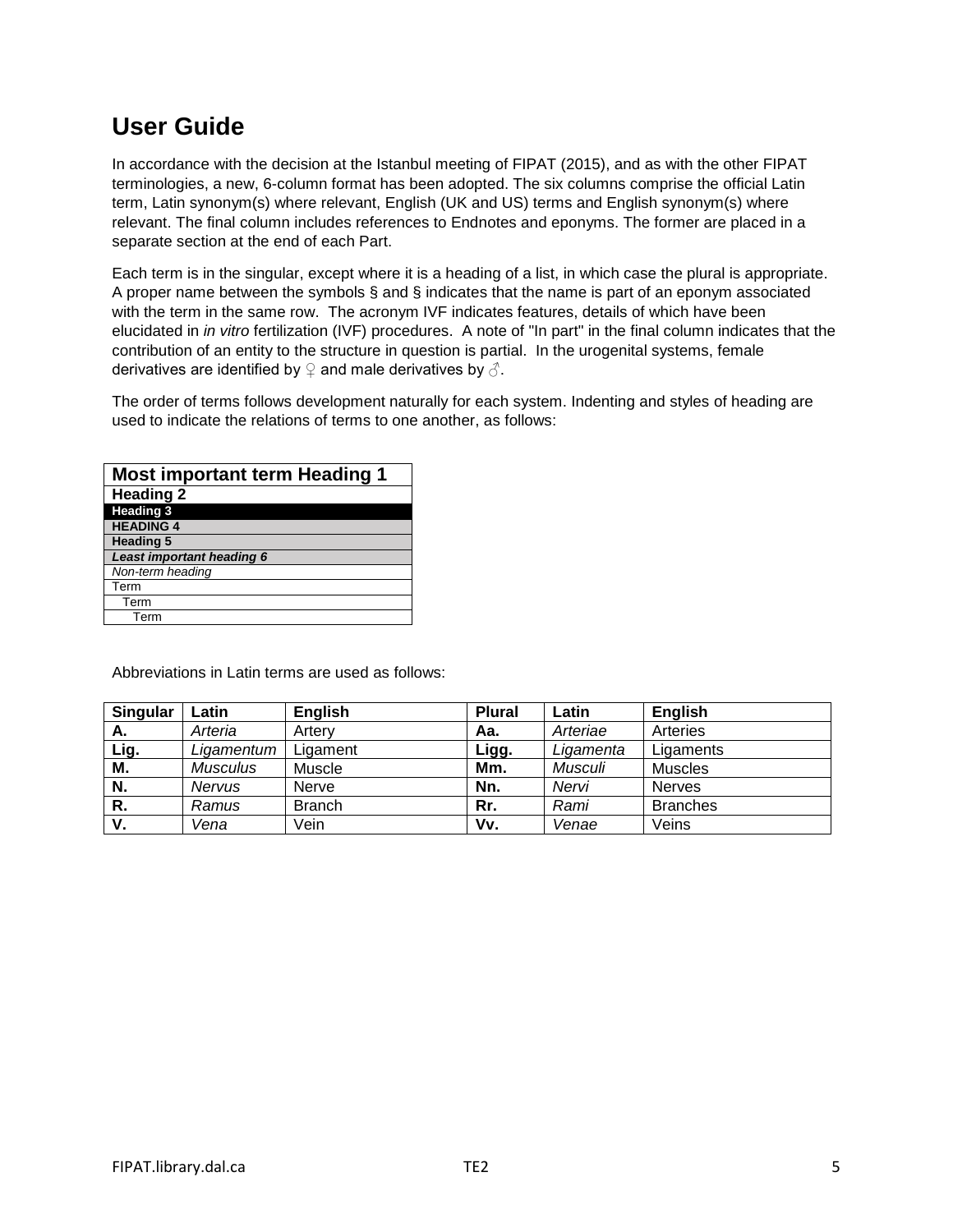# User Guide

In accordance with the decision at the Istanbul meeting of FIPAT (2015), and as with the other FIPAT terminologies, a new, 6-column format has been adopted. The six columns comprise the official Latin term, Latin synonym(s) where relevant, English (UK and US) terms and English synonym(s) where relevant. The final column includes references to Endnotes and eponyms. The former are placed in a separate section at the end of each Part.

Each term is in the singular, except where it is a heading of a list, in which case the plural is appropriate. A proper name between the symbols § and § indicates that the name is part of an eponym associated with the term in the same row. The acronym IVF indicates features, details of which have been elucidated in *in vitro* fertilization (IVF) procedures. A note of "In part" in the final column indicates that the contribution of an entity to the structure in question is partial. In the urogenital systems, female derivatives are identified by ♀ and male derivatives by ♂.

The order of terms follows development naturally for each system. Indenting and styles of heading are used to indicate the relations of terms to one another, as follows:

| |
|---|
| **Most important term Heading 1** |
| **Heading 2** |
| **Heading 3** |
| **HEADING 4** |
| **Heading 5** |
| ***Least important heading 6*** |
| *Non-term heading* |
| Term |
| &nbsp;&nbsp;Term |
| &nbsp;&nbsp;&nbsp;&nbsp;Term |

Abbreviations in Latin terms are used as follows:

| Singular | Latin | English | Plural | Latin | English |
|---|---|---|---|---|---|
| **A.** | *Arteria* | Artery | **Aa.** | *Arteriae* | Arteries |
| **Lig.** | *Ligamentum* | Ligament | **Ligg.** | *Ligamenta* | Ligaments |
| **M.** | *Musculus* | Muscle | **Mm.** | *Musculi* | Muscles |
| **N.** | *Nervus* | Nerve | **Nn.** | *Nervi* | Nerves |
| **R.** | *Ramus* | Branch | **Rr.** | *Rami* | Branches |
| **V.** | *Vena* | Vein | **Vv.** | *Venae* | Veins |